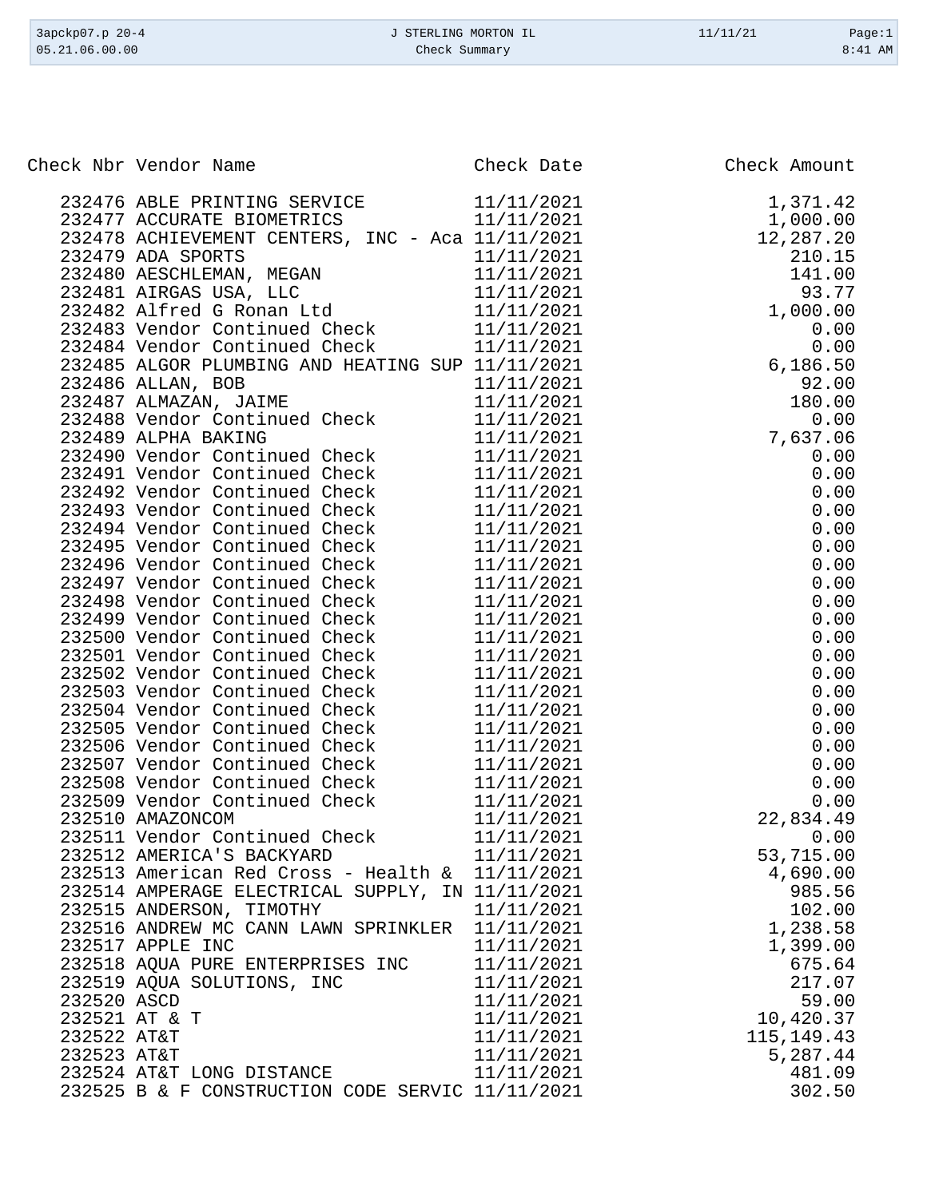| Check Nbr | Vendor Name | Check Date | Check Amount |
|---|---|---|---|
| 232476 | ABLE PRINTING SERVICE | 11/11/2021 | 1,371.42 |
| 232477 | ACCURATE BIOMETRICS | 11/11/2021 | 1,000.00 |
| 232478 | ACHIEVEMENT CENTERS, INC - Aca | 11/11/2021 | 12,287.20 |
| 232479 | ADA SPORTS | 11/11/2021 | 210.15 |
| 232480 | AESCHLEMAN, MEGAN | 11/11/2021 | 141.00 |
| 232481 | AIRGAS USA, LLC | 11/11/2021 | 93.77 |
| 232482 | Alfred G Ronan Ltd | 11/11/2021 | 1,000.00 |
| 232483 | Vendor Continued Check | 11/11/2021 | 0.00 |
| 232484 | Vendor Continued Check | 11/11/2021 | 0.00 |
| 232485 | ALGOR PLUMBING AND HEATING SUP | 11/11/2021 | 6,186.50 |
| 232486 | ALLAN, BOB | 11/11/2021 | 92.00 |
| 232487 | ALMAZAN, JAIME | 11/11/2021 | 180.00 |
| 232488 | Vendor Continued Check | 11/11/2021 | 0.00 |
| 232489 | ALPHA BAKING | 11/11/2021 | 7,637.06 |
| 232490 | Vendor Continued Check | 11/11/2021 | 0.00 |
| 232491 | Vendor Continued Check | 11/11/2021 | 0.00 |
| 232492 | Vendor Continued Check | 11/11/2021 | 0.00 |
| 232493 | Vendor Continued Check | 11/11/2021 | 0.00 |
| 232494 | Vendor Continued Check | 11/11/2021 | 0.00 |
| 232495 | Vendor Continued Check | 11/11/2021 | 0.00 |
| 232496 | Vendor Continued Check | 11/11/2021 | 0.00 |
| 232497 | Vendor Continued Check | 11/11/2021 | 0.00 |
| 232498 | Vendor Continued Check | 11/11/2021 | 0.00 |
| 232499 | Vendor Continued Check | 11/11/2021 | 0.00 |
| 232500 | Vendor Continued Check | 11/11/2021 | 0.00 |
| 232501 | Vendor Continued Check | 11/11/2021 | 0.00 |
| 232502 | Vendor Continued Check | 11/11/2021 | 0.00 |
| 232503 | Vendor Continued Check | 11/11/2021 | 0.00 |
| 232504 | Vendor Continued Check | 11/11/2021 | 0.00 |
| 232505 | Vendor Continued Check | 11/11/2021 | 0.00 |
| 232506 | Vendor Continued Check | 11/11/2021 | 0.00 |
| 232507 | Vendor Continued Check | 11/11/2021 | 0.00 |
| 232508 | Vendor Continued Check | 11/11/2021 | 0.00 |
| 232509 | Vendor Continued Check | 11/11/2021 | 0.00 |
| 232510 | AMAZONCOM | 11/11/2021 | 22,834.49 |
| 232511 | Vendor Continued Check | 11/11/2021 | 0.00 |
| 232512 | AMERICA'S BACKYARD | 11/11/2021 | 53,715.00 |
| 232513 | American Red Cross - Health & | 11/11/2021 | 4,690.00 |
| 232514 | AMPERAGE ELECTRICAL SUPPLY, IN | 11/11/2021 | 985.56 |
| 232515 | ANDERSON, TIMOTHY | 11/11/2021 | 102.00 |
| 232516 | ANDREW MC CANN LAWN SPRINKLER | 11/11/2021 | 1,238.58 |
| 232517 | APPLE INC | 11/11/2021 | 1,399.00 |
| 232518 | AQUA PURE ENTERPRISES INC | 11/11/2021 | 675.64 |
| 232519 | AQUA SOLUTIONS, INC | 11/11/2021 | 217.07 |
| 232520 | ASCD | 11/11/2021 | 59.00 |
| 232521 | AT & T | 11/11/2021 | 10,420.37 |
| 232522 | AT&T | 11/11/2021 | 115,149.43 |
| 232523 | AT&T | 11/11/2021 | 5,287.44 |
| 232524 | AT&T LONG DISTANCE | 11/11/2021 | 481.09 |
| 232525 | B & F CONSTRUCTION CODE SERVIC | 11/11/2021 | 302.50 |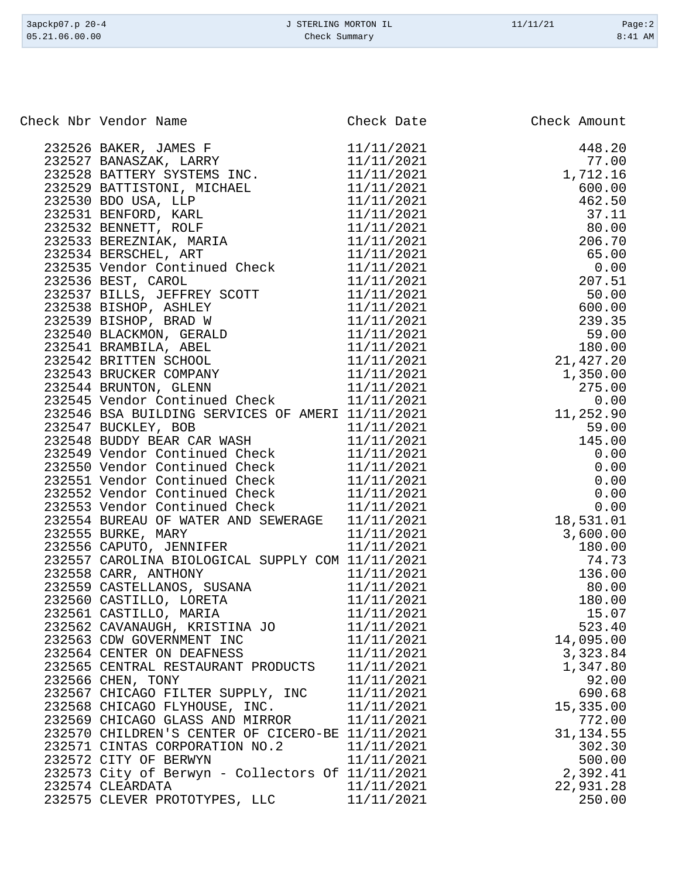| Check Nbr | Vendor Name | Check Date | Check Amount |
|---|---|---|---|
| 232526 | BAKER, JAMES F | 11/11/2021 | 448.20 |
| 232527 | BANASZAK, LARRY | 11/11/2021 | 77.00 |
| 232528 | BATTERY SYSTEMS INC. | 11/11/2021 | 1,712.16 |
| 232529 | BATTISTONI, MICHAEL | 11/11/2021 | 600.00 |
| 232530 | BDO USA, LLP | 11/11/2021 | 462.50 |
| 232531 | BENFORD, KARL | 11/11/2021 | 37.11 |
| 232532 | BENNETT, ROLF | 11/11/2021 | 80.00 |
| 232533 | BEREZNIAK, MARIA | 11/11/2021 | 206.70 |
| 232534 | BERSCHEL, ART | 11/11/2021 | 65.00 |
| 232535 | Vendor Continued Check | 11/11/2021 | 0.00 |
| 232536 | BEST, CAROL | 11/11/2021 | 207.51 |
| 232537 | BILLS, JEFFREY SCOTT | 11/11/2021 | 50.00 |
| 232538 | BISHOP, ASHLEY | 11/11/2021 | 600.00 |
| 232539 | BISHOP, BRAD W | 11/11/2021 | 239.35 |
| 232540 | BLACKMON, GERALD | 11/11/2021 | 59.00 |
| 232541 | BRAMBILA, ABEL | 11/11/2021 | 180.00 |
| 232542 | BRITTEN SCHOOL | 11/11/2021 | 21,427.20 |
| 232543 | BRUCKER COMPANY | 11/11/2021 | 1,350.00 |
| 232544 | BRUNTON, GLENN | 11/11/2021 | 275.00 |
| 232545 | Vendor Continued Check | 11/11/2021 | 0.00 |
| 232546 | BSA BUILDING SERVICES OF AMERI | 11/11/2021 | 11,252.90 |
| 232547 | BUCKLEY, BOB | 11/11/2021 | 59.00 |
| 232548 | BUDDY BEAR CAR WASH | 11/11/2021 | 145.00 |
| 232549 | Vendor Continued Check | 11/11/2021 | 0.00 |
| 232550 | Vendor Continued Check | 11/11/2021 | 0.00 |
| 232551 | Vendor Continued Check | 11/11/2021 | 0.00 |
| 232552 | Vendor Continued Check | 11/11/2021 | 0.00 |
| 232553 | Vendor Continued Check | 11/11/2021 | 0.00 |
| 232554 | BUREAU OF WATER AND SEWERAGE | 11/11/2021 | 18,531.01 |
| 232555 | BURKE, MARY | 11/11/2021 | 3,600.00 |
| 232556 | CAPUTO, JENNIFER | 11/11/2021 | 180.00 |
| 232557 | CAROLINA BIOLOGICAL SUPPLY COM | 11/11/2021 | 74.73 |
| 232558 | CARR, ANTHONY | 11/11/2021 | 136.00 |
| 232559 | CASTELLANOS, SUSANA | 11/11/2021 | 80.00 |
| 232560 | CASTILLO, LORETA | 11/11/2021 | 180.00 |
| 232561 | CASTILLO, MARIA | 11/11/2021 | 15.07 |
| 232562 | CAVANAUGH, KRISTINA JO | 11/11/2021 | 523.40 |
| 232563 | CDW GOVERNMENT INC | 11/11/2021 | 14,095.00 |
| 232564 | CENTER ON DEAFNESS | 11/11/2021 | 3,323.84 |
| 232565 | CENTRAL RESTAURANT PRODUCTS | 11/11/2021 | 1,347.80 |
| 232566 | CHEN, TONY | 11/11/2021 | 92.00 |
| 232567 | CHICAGO FILTER SUPPLY, INC | 11/11/2021 | 690.68 |
| 232568 | CHICAGO FLYHOUSE, INC. | 11/11/2021 | 15,335.00 |
| 232569 | CHICAGO GLASS AND MIRROR | 11/11/2021 | 772.00 |
| 232570 | CHILDREN'S CENTER OF CICERO-BE | 11/11/2021 | 31,134.55 |
| 232571 | CINTAS CORPORATION NO.2 | 11/11/2021 | 302.30 |
| 232572 | CITY OF BERWYN | 11/11/2021 | 500.00 |
| 232573 | City of Berwyn - Collectors Of | 11/11/2021 | 2,392.41 |
| 232574 | CLEARDATA | 11/11/2021 | 22,931.28 |
| 232575 | CLEVER PROTOTYPES, LLC | 11/11/2021 | 250.00 |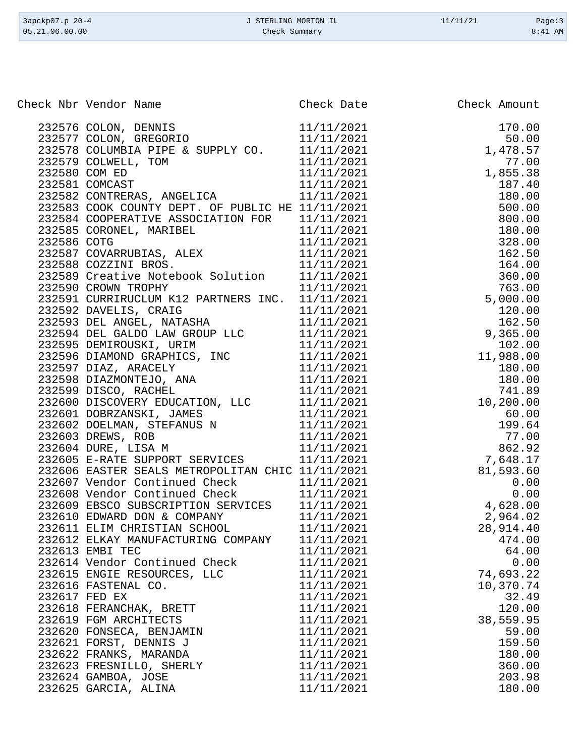| Check Nbr | Vendor Name | Check Date | Check Amount |
|---|---|---|---|
| 232576 | COLON, DENNIS | 11/11/2021 | 170.00 |
| 232577 | COLON, GREGORIO | 11/11/2021 | 50.00 |
| 232578 | COLUMBIA PIPE & SUPPLY CO. | 11/11/2021 | 1,478.57 |
| 232579 | COLWELL, TOM | 11/11/2021 | 77.00 |
| 232580 | COM ED | 11/11/2021 | 1,855.38 |
| 232581 | COMCAST | 11/11/2021 | 187.40 |
| 232582 | CONTRERAS, ANGELICA | 11/11/2021 | 180.00 |
| 232583 | COOK COUNTY DEPT. OF PUBLIC HE | 11/11/2021 | 500.00 |
| 232584 | COOPERATIVE ASSOCIATION FOR | 11/11/2021 | 800.00 |
| 232585 | CORONEL, MARIBEL | 11/11/2021 | 180.00 |
| 232586 | COTG | 11/11/2021 | 328.00 |
| 232587 | COVARRUBIAS, ALEX | 11/11/2021 | 162.50 |
| 232588 | COZZINI BROS. | 11/11/2021 | 164.00 |
| 232589 | Creative Notebook Solution | 11/11/2021 | 360.00 |
| 232590 | CROWN TROPHY | 11/11/2021 | 763.00 |
| 232591 | CURRIRUCLUM K12 PARTNERS INC. | 11/11/2021 | 5,000.00 |
| 232592 | DAVELIS, CRAIG | 11/11/2021 | 120.00 |
| 232593 | DEL ANGEL, NATASHA | 11/11/2021 | 162.50 |
| 232594 | DEL GALDO LAW GROUP LLC | 11/11/2021 | 9,365.00 |
| 232595 | DEMIROUSKI, URIM | 11/11/2021 | 102.00 |
| 232596 | DIAMOND GRAPHICS, INC | 11/11/2021 | 11,988.00 |
| 232597 | DIAZ, ARACELY | 11/11/2021 | 180.00 |
| 232598 | DIAZMONTEJO, ANA | 11/11/2021 | 180.00 |
| 232599 | DISCO, RACHEL | 11/11/2021 | 741.89 |
| 232600 | DISCOVERY EDUCATION, LLC | 11/11/2021 | 10,200.00 |
| 232601 | DOBRZANSKI, JAMES | 11/11/2021 | 60.00 |
| 232602 | DOELMAN, STEFANUS N | 11/11/2021 | 199.64 |
| 232603 | DREWS, ROB | 11/11/2021 | 77.00 |
| 232604 | DURE, LISA M | 11/11/2021 | 862.92 |
| 232605 | E-RATE SUPPORT SERVICES | 11/11/2021 | 7,648.17 |
| 232606 | EASTER SEALS METROPOLITAN CHIC | 11/11/2021 | 81,593.60 |
| 232607 | Vendor Continued Check | 11/11/2021 | 0.00 |
| 232608 | Vendor Continued Check | 11/11/2021 | 0.00 |
| 232609 | EBSCO SUBSCRIPTION SERVICES | 11/11/2021 | 4,628.00 |
| 232610 | EDWARD DON & COMPANY | 11/11/2021 | 2,964.02 |
| 232611 | ELIM CHRISTIAN SCHOOL | 11/11/2021 | 28,914.40 |
| 232612 | ELKAY MANUFACTURING COMPANY | 11/11/2021 | 474.00 |
| 232613 | EMBI TEC | 11/11/2021 | 64.00 |
| 232614 | Vendor Continued Check | 11/11/2021 | 0.00 |
| 232615 | ENGIE RESOURCES, LLC | 11/11/2021 | 74,693.22 |
| 232616 | FASTENAL CO. | 11/11/2021 | 10,370.74 |
| 232617 | FED EX | 11/11/2021 | 32.49 |
| 232618 | FERANCHAK, BRETT | 11/11/2021 | 120.00 |
| 232619 | FGM ARCHITECTS | 11/11/2021 | 38,559.95 |
| 232620 | FONSECA, BENJAMIN | 11/11/2021 | 59.00 |
| 232621 | FORST, DENNIS J | 11/11/2021 | 159.50 |
| 232622 | FRANKS, MARANDA | 11/11/2021 | 180.00 |
| 232623 | FRESNILLO, SHERLY | 11/11/2021 | 360.00 |
| 232624 | GAMBOA, JOSE | 11/11/2021 | 203.98 |
| 232625 | GARCIA, ALINA | 11/11/2021 | 180.00 |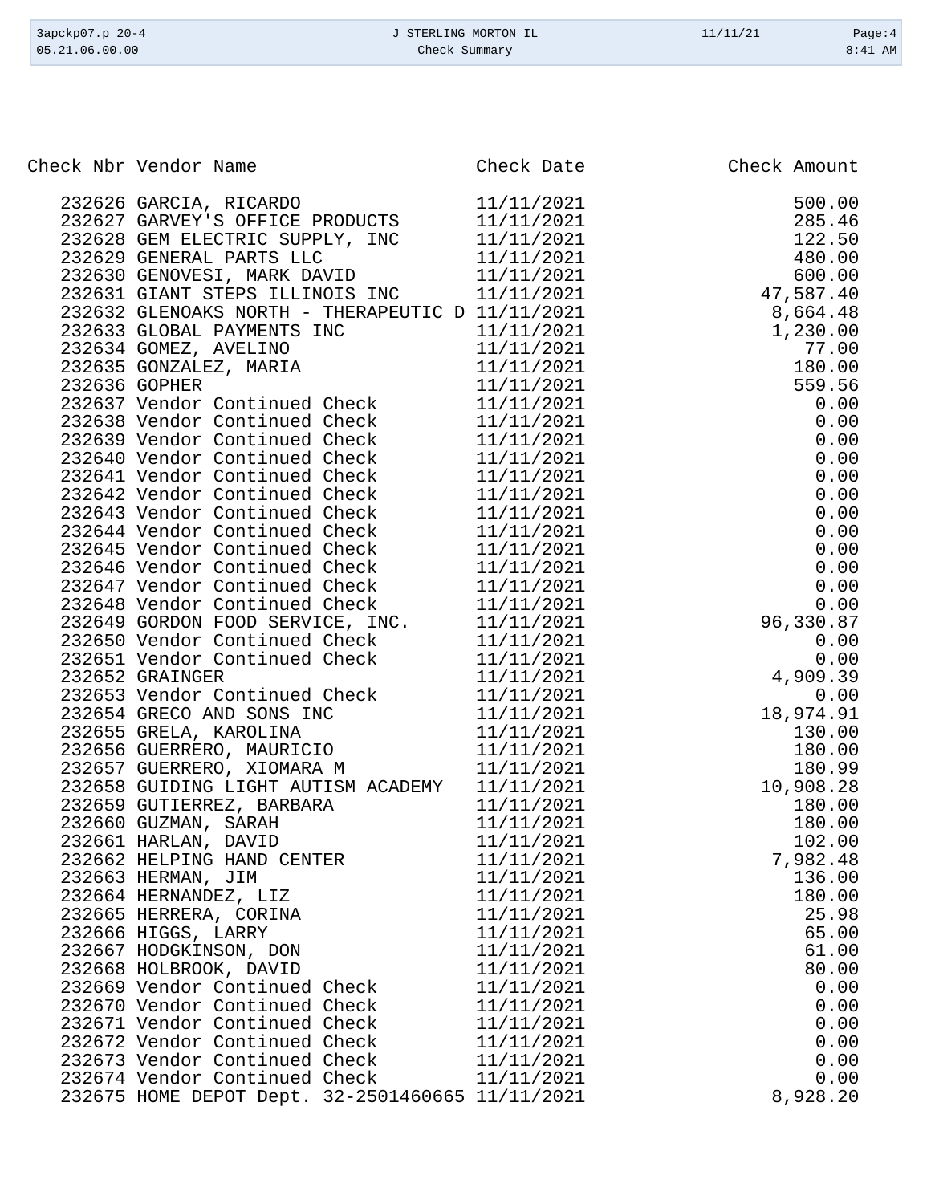| Check Nbr | Vendor Name | Check Date | Check Amount |
|---|---|---|---|
| 232626 | GARCIA, RICARDO | 11/11/2021 | 500.00 |
| 232627 | GARVEY'S OFFICE PRODUCTS | 11/11/2021 | 285.46 |
| 232628 | GEM ELECTRIC SUPPLY, INC | 11/11/2021 | 122.50 |
| 232629 | GENERAL PARTS LLC | 11/11/2021 | 480.00 |
| 232630 | GENOVESI, MARK DAVID | 11/11/2021 | 600.00 |
| 232631 | GIANT STEPS ILLINOIS INC | 11/11/2021 | 47,587.40 |
| 232632 | GLENOAKS NORTH - THERAPEUTIC D | 11/11/2021 | 8,664.48 |
| 232633 | GLOBAL PAYMENTS INC | 11/11/2021 | 1,230.00 |
| 232634 | GOMEZ, AVELINO | 11/11/2021 | 77.00 |
| 232635 | GONZALEZ, MARIA | 11/11/2021 | 180.00 |
| 232636 | GOPHER | 11/11/2021 | 559.56 |
| 232637 | Vendor Continued Check | 11/11/2021 | 0.00 |
| 232638 | Vendor Continued Check | 11/11/2021 | 0.00 |
| 232639 | Vendor Continued Check | 11/11/2021 | 0.00 |
| 232640 | Vendor Continued Check | 11/11/2021 | 0.00 |
| 232641 | Vendor Continued Check | 11/11/2021 | 0.00 |
| 232642 | Vendor Continued Check | 11/11/2021 | 0.00 |
| 232643 | Vendor Continued Check | 11/11/2021 | 0.00 |
| 232644 | Vendor Continued Check | 11/11/2021 | 0.00 |
| 232645 | Vendor Continued Check | 11/11/2021 | 0.00 |
| 232646 | Vendor Continued Check | 11/11/2021 | 0.00 |
| 232647 | Vendor Continued Check | 11/11/2021 | 0.00 |
| 232648 | Vendor Continued Check | 11/11/2021 | 0.00 |
| 232649 | GORDON FOOD SERVICE, INC. | 11/11/2021 | 96,330.87 |
| 232650 | Vendor Continued Check | 11/11/2021 | 0.00 |
| 232651 | Vendor Continued Check | 11/11/2021 | 0.00 |
| 232652 | GRAINGER | 11/11/2021 | 4,909.39 |
| 232653 | Vendor Continued Check | 11/11/2021 | 0.00 |
| 232654 | GRECO AND SONS INC | 11/11/2021 | 18,974.91 |
| 232655 | GRELA, KAROLINA | 11/11/2021 | 130.00 |
| 232656 | GUERRERO, MAURICIO | 11/11/2021 | 180.00 |
| 232657 | GUERRERO, XIOMARA M | 11/11/2021 | 180.99 |
| 232658 | GUIDING LIGHT AUTISM ACADEMY | 11/11/2021 | 10,908.28 |
| 232659 | GUTIERREZ, BARBARA | 11/11/2021 | 180.00 |
| 232660 | GUZMAN, SARAH | 11/11/2021 | 180.00 |
| 232661 | HARLAN, DAVID | 11/11/2021 | 102.00 |
| 232662 | HELPING HAND CENTER | 11/11/2021 | 7,982.48 |
| 232663 | HERMAN, JIM | 11/11/2021 | 136.00 |
| 232664 | HERNANDEZ, LIZ | 11/11/2021 | 180.00 |
| 232665 | HERRERA, CORINA | 11/11/2021 | 25.98 |
| 232666 | HIGGS, LARRY | 11/11/2021 | 65.00 |
| 232667 | HODGKINSON, DON | 11/11/2021 | 61.00 |
| 232668 | HOLBROOK, DAVID | 11/11/2021 | 80.00 |
| 232669 | Vendor Continued Check | 11/11/2021 | 0.00 |
| 232670 | Vendor Continued Check | 11/11/2021 | 0.00 |
| 232671 | Vendor Continued Check | 11/11/2021 | 0.00 |
| 232672 | Vendor Continued Check | 11/11/2021 | 0.00 |
| 232673 | Vendor Continued Check | 11/11/2021 | 0.00 |
| 232674 | Vendor Continued Check | 11/11/2021 | 0.00 |
| 232675 | HOME DEPOT Dept. 32-2501460665 | 11/11/2021 | 8,928.20 |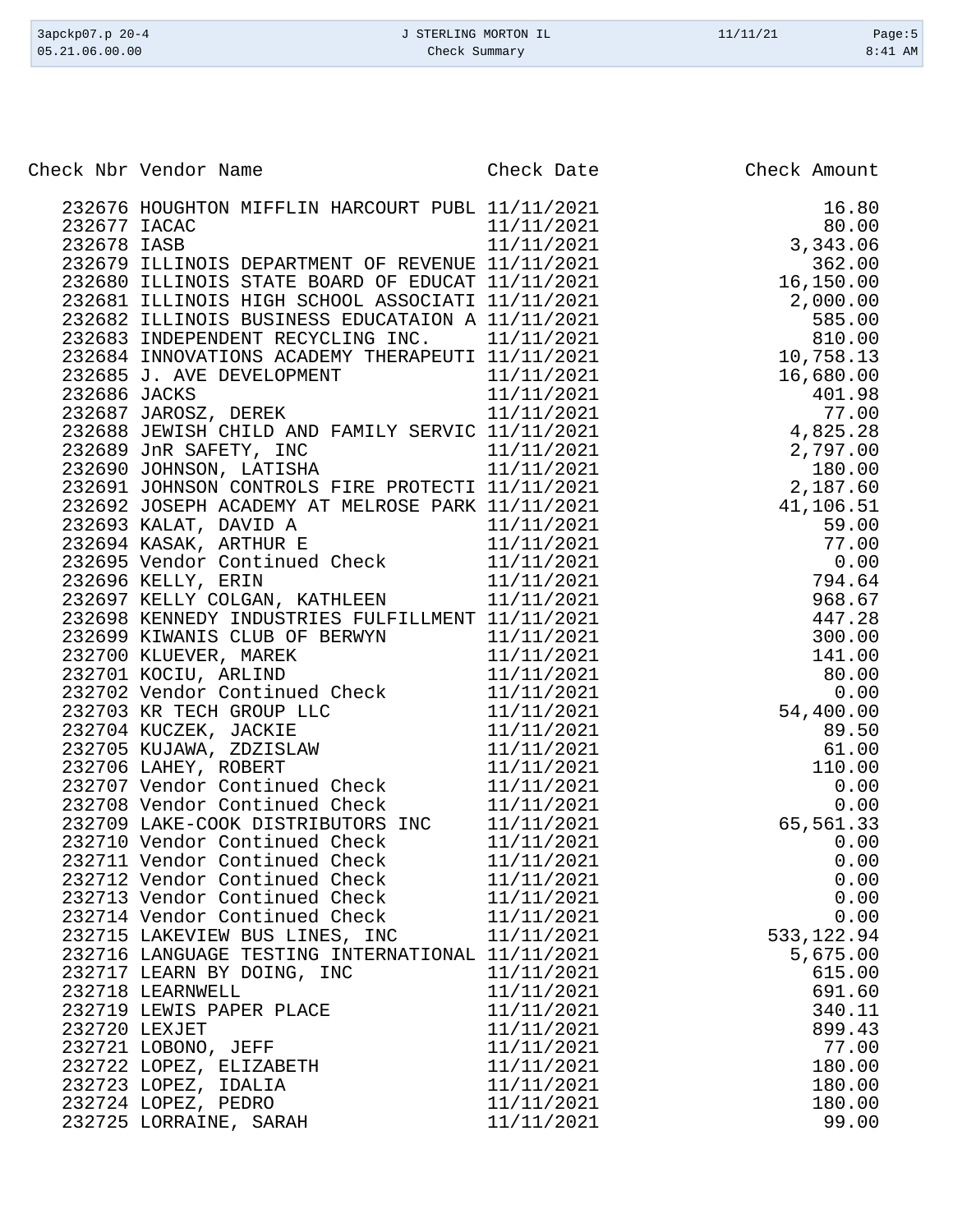| Check Nbr | Vendor Name | Check Date | Check Amount |
|---|---|---|---|
| 232676 | HOUGHTON MIFFLIN HARCOURT PUBL | 11/11/2021 | 16.80 |
| 232677 | IACAC | 11/11/2021 | 80.00 |
| 232678 | IASB | 11/11/2021 | 3,343.06 |
| 232679 | ILLINOIS DEPARTMENT OF REVENUE | 11/11/2021 | 362.00 |
| 232680 | ILLINOIS STATE BOARD OF EDUCAT | 11/11/2021 | 16,150.00 |
| 232681 | ILLINOIS HIGH SCHOOL ASSOCIATI | 11/11/2021 | 2,000.00 |
| 232682 | ILLINOIS BUSINESS EDUCATAION A | 11/11/2021 | 585.00 |
| 232683 | INDEPENDENT RECYCLING INC. | 11/11/2021 | 810.00 |
| 232684 | INNOVATIONS ACADEMY THERAPEUTI | 11/11/2021 | 10,758.13 |
| 232685 | J. AVE DEVELOPMENT | 11/11/2021 | 16,680.00 |
| 232686 | JACKS | 11/11/2021 | 401.98 |
| 232687 | JAROSZ, DEREK | 11/11/2021 | 77.00 |
| 232688 | JEWISH CHILD AND FAMILY SERVIC | 11/11/2021 | 4,825.28 |
| 232689 | JnR SAFETY, INC | 11/11/2021 | 2,797.00 |
| 232690 | JOHNSON, LATISHA | 11/11/2021 | 180.00 |
| 232691 | JOHNSON CONTROLS FIRE PROTECTI | 11/11/2021 | 2,187.60 |
| 232692 | JOSEPH ACADEMY AT MELROSE PARK | 11/11/2021 | 41,106.51 |
| 232693 | KALAT, DAVID A | 11/11/2021 | 59.00 |
| 232694 | KASAK, ARTHUR E | 11/11/2021 | 77.00 |
| 232695 | Vendor Continued Check | 11/11/2021 | 0.00 |
| 232696 | KELLY, ERIN | 11/11/2021 | 794.64 |
| 232697 | KELLY COLGAN, KATHLEEN | 11/11/2021 | 968.67 |
| 232698 | KENNEDY INDUSTRIES FULFILLMENT | 11/11/2021 | 447.28 |
| 232699 | KIWANIS CLUB OF BERWYN | 11/11/2021 | 300.00 |
| 232700 | KLUEVER, MAREK | 11/11/2021 | 141.00 |
| 232701 | KOCIU, ARLIND | 11/11/2021 | 80.00 |
| 232702 | Vendor Continued Check | 11/11/2021 | 0.00 |
| 232703 | KR TECH GROUP LLC | 11/11/2021 | 54,400.00 |
| 232704 | KUCZEK, JACKIE | 11/11/2021 | 89.50 |
| 232705 | KUJAWA, ZDZISLAW | 11/11/2021 | 61.00 |
| 232706 | LAHEY, ROBERT | 11/11/2021 | 110.00 |
| 232707 | Vendor Continued Check | 11/11/2021 | 0.00 |
| 232708 | Vendor Continued Check | 11/11/2021 | 0.00 |
| 232709 | LAKE-COOK DISTRIBUTORS INC | 11/11/2021 | 65,561.33 |
| 232710 | Vendor Continued Check | 11/11/2021 | 0.00 |
| 232711 | Vendor Continued Check | 11/11/2021 | 0.00 |
| 232712 | Vendor Continued Check | 11/11/2021 | 0.00 |
| 232713 | Vendor Continued Check | 11/11/2021 | 0.00 |
| 232714 | Vendor Continued Check | 11/11/2021 | 0.00 |
| 232715 | LAKEVIEW BUS LINES, INC | 11/11/2021 | 533,122.94 |
| 232716 | LANGUAGE TESTING INTERNATIONAL | 11/11/2021 | 5,675.00 |
| 232717 | LEARN BY DOING, INC | 11/11/2021 | 615.00 |
| 232718 | LEARNWELL | 11/11/2021 | 691.60 |
| 232719 | LEWIS PAPER PLACE | 11/11/2021 | 340.11 |
| 232720 | LEXJET | 11/11/2021 | 899.43 |
| 232721 | LOBONO, JEFF | 11/11/2021 | 77.00 |
| 232722 | LOPEZ, ELIZABETH | 11/11/2021 | 180.00 |
| 232723 | LOPEZ, IDALIA | 11/11/2021 | 180.00 |
| 232724 | LOPEZ, PEDRO | 11/11/2021 | 180.00 |
| 232725 | LORRAINE, SARAH | 11/11/2021 | 99.00 |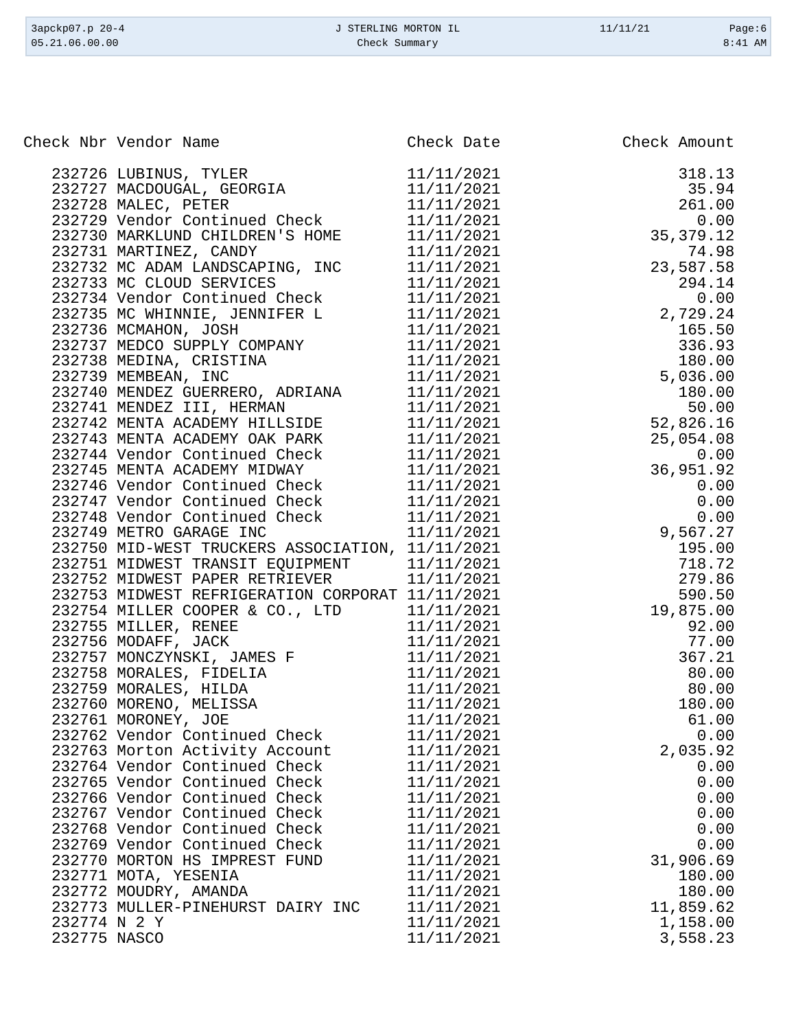| Check Nbr | Vendor Name | Check Date | Check Amount |
|---|---|---|---|
| 232726 | LUBINUS, TYLER | 11/11/2021 | 318.13 |
| 232727 | MACDOUGAL, GEORGIA | 11/11/2021 | 35.94 |
| 232728 | MALEC, PETER | 11/11/2021 | 261.00 |
| 232729 | Vendor Continued Check | 11/11/2021 | 0.00 |
| 232730 | MARKLUND CHILDREN'S HOME | 11/11/2021 | 35,379.12 |
| 232731 | MARTINEZ, CANDY | 11/11/2021 | 74.98 |
| 232732 | MC ADAM LANDSCAPING, INC | 11/11/2021 | 23,587.58 |
| 232733 | MC CLOUD SERVICES | 11/11/2021 | 294.14 |
| 232734 | Vendor Continued Check | 11/11/2021 | 0.00 |
| 232735 | MC WHINNIE, JENNIFER L | 11/11/2021 | 2,729.24 |
| 232736 | MCMAHON, JOSH | 11/11/2021 | 165.50 |
| 232737 | MEDCO SUPPLY COMPANY | 11/11/2021 | 336.93 |
| 232738 | MEDINA, CRISTINA | 11/11/2021 | 180.00 |
| 232739 | MEMBEAN, INC | 11/11/2021 | 5,036.00 |
| 232740 | MENDEZ GUERRERO, ADRIANA | 11/11/2021 | 180.00 |
| 232741 | MENDEZ III, HERMAN | 11/11/2021 | 50.00 |
| 232742 | MENTA ACADEMY HILLSIDE | 11/11/2021 | 52,826.16 |
| 232743 | MENTA ACADEMY OAK PARK | 11/11/2021 | 25,054.08 |
| 232744 | Vendor Continued Check | 11/11/2021 | 0.00 |
| 232745 | MENTA ACADEMY MIDWAY | 11/11/2021 | 36,951.92 |
| 232746 | Vendor Continued Check | 11/11/2021 | 0.00 |
| 232747 | Vendor Continued Check | 11/11/2021 | 0.00 |
| 232748 | Vendor Continued Check | 11/11/2021 | 0.00 |
| 232749 | METRO GARAGE INC | 11/11/2021 | 9,567.27 |
| 232750 | MID-WEST TRUCKERS ASSOCIATION, | 11/11/2021 | 195.00 |
| 232751 | MIDWEST TRANSIT EQUIPMENT | 11/11/2021 | 718.72 |
| 232752 | MIDWEST PAPER RETRIEVER | 11/11/2021 | 279.86 |
| 232753 | MIDWEST REFRIGERATION CORPORAT | 11/11/2021 | 590.50 |
| 232754 | MILLER COOPER & CO., LTD | 11/11/2021 | 19,875.00 |
| 232755 | MILLER, RENEE | 11/11/2021 | 92.00 |
| 232756 | MODAFF, JACK | 11/11/2021 | 77.00 |
| 232757 | MONCZYNSKI, JAMES F | 11/11/2021 | 367.21 |
| 232758 | MORALES, FIDELIA | 11/11/2021 | 80.00 |
| 232759 | MORALES, HILDA | 11/11/2021 | 80.00 |
| 232760 | MORENO, MELISSA | 11/11/2021 | 180.00 |
| 232761 | MORONEY, JOE | 11/11/2021 | 61.00 |
| 232762 | Vendor Continued Check | 11/11/2021 | 0.00 |
| 232763 | Morton Activity Account | 11/11/2021 | 2,035.92 |
| 232764 | Vendor Continued Check | 11/11/2021 | 0.00 |
| 232765 | Vendor Continued Check | 11/11/2021 | 0.00 |
| 232766 | Vendor Continued Check | 11/11/2021 | 0.00 |
| 232767 | Vendor Continued Check | 11/11/2021 | 0.00 |
| 232768 | Vendor Continued Check | 11/11/2021 | 0.00 |
| 232769 | Vendor Continued Check | 11/11/2021 | 0.00 |
| 232770 | MORTON HS IMPREST FUND | 11/11/2021 | 31,906.69 |
| 232771 | MOTA, YESENIA | 11/11/2021 | 180.00 |
| 232772 | MOUDRY, AMANDA | 11/11/2021 | 180.00 |
| 232773 | MULLER-PINEHURST DAIRY INC | 11/11/2021 | 11,859.62 |
| 232774 | N 2 Y | 11/11/2021 | 1,158.00 |
| 232775 | NASCO | 11/11/2021 | 3,558.23 |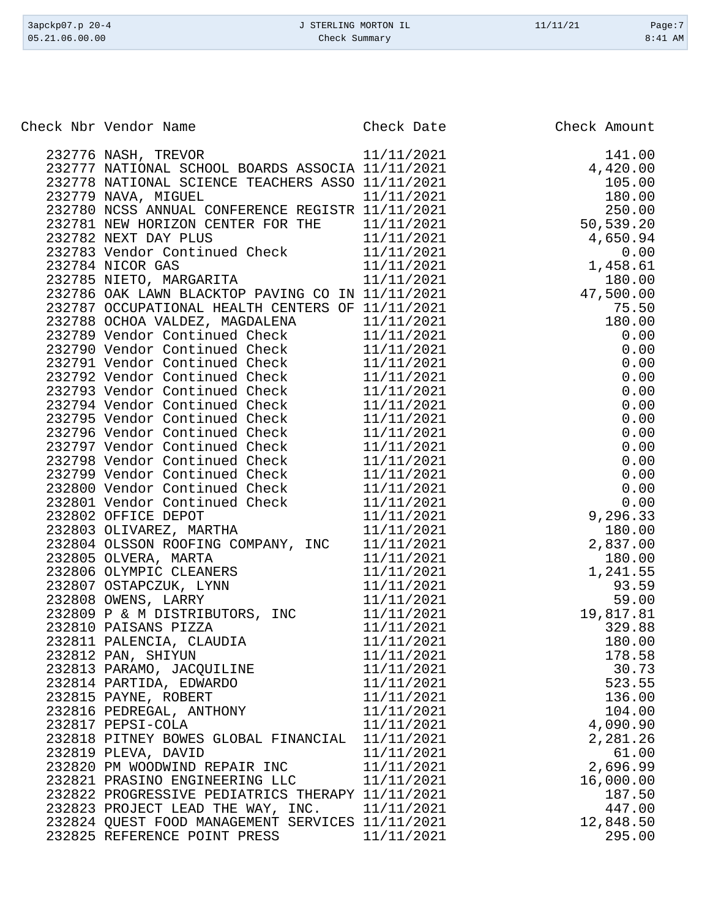| Check Nbr | Vendor Name | Check Date | Check Amount |
|---|---|---|---|
| 232776 | NASH, TREVOR | 11/11/2021 | 141.00 |
| 232777 | NATIONAL SCHOOL BOARDS ASSOCIA | 11/11/2021 | 4,420.00 |
| 232778 | NATIONAL SCIENCE TEACHERS ASSO | 11/11/2021 | 105.00 |
| 232779 | NAVA, MIGUEL | 11/11/2021 | 180.00 |
| 232780 | NCSS ANNUAL CONFERENCE REGISTR | 11/11/2021 | 250.00 |
| 232781 | NEW HORIZON CENTER FOR THE | 11/11/2021 | 50,539.20 |
| 232782 | NEXT DAY PLUS | 11/11/2021 | 4,650.94 |
| 232783 | Vendor Continued Check | 11/11/2021 | 0.00 |
| 232784 | NICOR GAS | 11/11/2021 | 1,458.61 |
| 232785 | NIETO, MARGARITA | 11/11/2021 | 180.00 |
| 232786 | OAK LAWN BLACKTOP PAVING CO IN | 11/11/2021 | 47,500.00 |
| 232787 | OCCUPATIONAL HEALTH CENTERS OF | 11/11/2021 | 75.50 |
| 232788 | OCHOA VALDEZ, MAGDALENA | 11/11/2021 | 180.00 |
| 232789 | Vendor Continued Check | 11/11/2021 | 0.00 |
| 232790 | Vendor Continued Check | 11/11/2021 | 0.00 |
| 232791 | Vendor Continued Check | 11/11/2021 | 0.00 |
| 232792 | Vendor Continued Check | 11/11/2021 | 0.00 |
| 232793 | Vendor Continued Check | 11/11/2021 | 0.00 |
| 232794 | Vendor Continued Check | 11/11/2021 | 0.00 |
| 232795 | Vendor Continued Check | 11/11/2021 | 0.00 |
| 232796 | Vendor Continued Check | 11/11/2021 | 0.00 |
| 232797 | Vendor Continued Check | 11/11/2021 | 0.00 |
| 232798 | Vendor Continued Check | 11/11/2021 | 0.00 |
| 232799 | Vendor Continued Check | 11/11/2021 | 0.00 |
| 232800 | Vendor Continued Check | 11/11/2021 | 0.00 |
| 232801 | Vendor Continued Check | 11/11/2021 | 0.00 |
| 232802 | OFFICE DEPOT | 11/11/2021 | 9,296.33 |
| 232803 | OLIVAREZ, MARTHA | 11/11/2021 | 180.00 |
| 232804 | OLSSON ROOFING COMPANY, INC | 11/11/2021 | 2,837.00 |
| 232805 | OLVERA, MARTA | 11/11/2021 | 180.00 |
| 232806 | OLYMPIC CLEANERS | 11/11/2021 | 1,241.55 |
| 232807 | OSTAPCZUK, LYNN | 11/11/2021 | 93.59 |
| 232808 | OWENS, LARRY | 11/11/2021 | 59.00 |
| 232809 | P & M DISTRIBUTORS, INC | 11/11/2021 | 19,817.81 |
| 232810 | PAISANS PIZZA | 11/11/2021 | 329.88 |
| 232811 | PALENCIA, CLAUDIA | 11/11/2021 | 180.00 |
| 232812 | PAN, SHIYUN | 11/11/2021 | 178.58 |
| 232813 | PARAMO, JACQUILINE | 11/11/2021 | 30.73 |
| 232814 | PARTIDA, EDWARDO | 11/11/2021 | 523.55 |
| 232815 | PAYNE, ROBERT | 11/11/2021 | 136.00 |
| 232816 | PEDREGAL, ANTHONY | 11/11/2021 | 104.00 |
| 232817 | PEPSI-COLA | 11/11/2021 | 4,090.90 |
| 232818 | PITNEY BOWES GLOBAL FINANCIAL | 11/11/2021 | 2,281.26 |
| 232819 | PLEVA, DAVID | 11/11/2021 | 61.00 |
| 232820 | PM WOODWIND REPAIR INC | 11/11/2021 | 2,696.99 |
| 232821 | PRASINO ENGINEERING LLC | 11/11/2021 | 16,000.00 |
| 232822 | PROGRESSIVE PEDIATRICS THERAPY | 11/11/2021 | 187.50 |
| 232823 | PROJECT LEAD THE WAY, INC. | 11/11/2021 | 447.00 |
| 232824 | QUEST FOOD MANAGEMENT SERVICES | 11/11/2021 | 12,848.50 |
| 232825 | REFERENCE POINT PRESS | 11/11/2021 | 295.00 |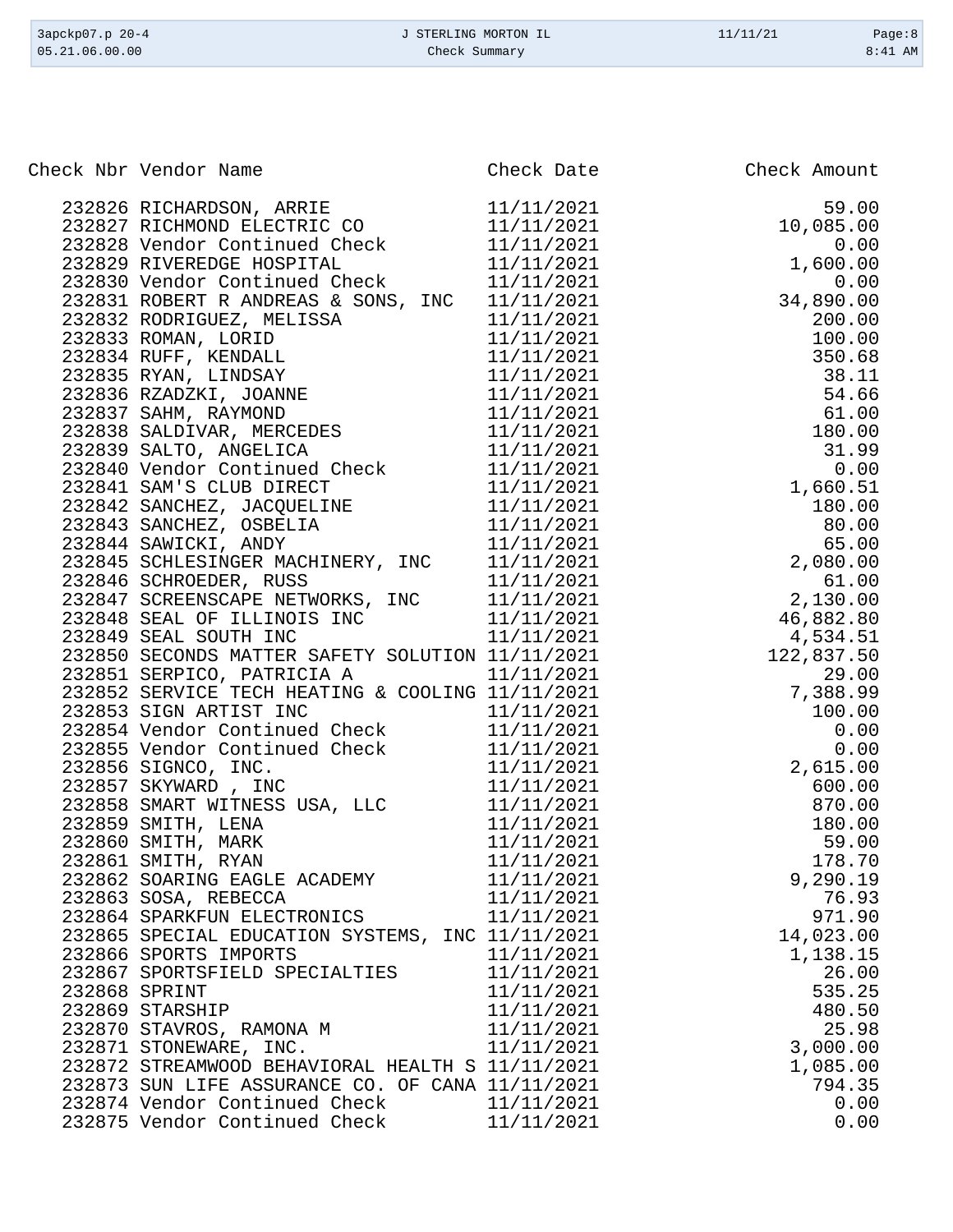| Check Nbr | Vendor Name | Check Date | Check Amount |
|---|---|---|---|
| 232826 | RICHARDSON, ARRIE | 11/11/2021 | 59.00 |
| 232827 | RICHMOND ELECTRIC CO | 11/11/2021 | 10,085.00 |
| 232828 | Vendor Continued Check | 11/11/2021 | 0.00 |
| 232829 | RIVEREDGE HOSPITAL | 11/11/2021 | 1,600.00 |
| 232830 | Vendor Continued Check | 11/11/2021 | 0.00 |
| 232831 | ROBERT R ANDREAS & SONS, INC | 11/11/2021 | 34,890.00 |
| 232832 | RODRIGUEZ, MELISSA | 11/11/2021 | 200.00 |
| 232833 | ROMAN, LORID | 11/11/2021 | 100.00 |
| 232834 | RUFF, KENDALL | 11/11/2021 | 350.68 |
| 232835 | RYAN, LINDSAY | 11/11/2021 | 38.11 |
| 232836 | RZADZKI, JOANNE | 11/11/2021 | 54.66 |
| 232837 | SAHM, RAYMOND | 11/11/2021 | 61.00 |
| 232838 | SALDIVAR, MERCEDES | 11/11/2021 | 180.00 |
| 232839 | SALTO, ANGELICA | 11/11/2021 | 31.99 |
| 232840 | Vendor Continued Check | 11/11/2021 | 0.00 |
| 232841 | SAM'S CLUB DIRECT | 11/11/2021 | 1,660.51 |
| 232842 | SANCHEZ, JACQUELINE | 11/11/2021 | 180.00 |
| 232843 | SANCHEZ, OSBELIA | 11/11/2021 | 80.00 |
| 232844 | SAWICKI, ANDY | 11/11/2021 | 65.00 |
| 232845 | SCHLESINGER MACHINERY, INC | 11/11/2021 | 2,080.00 |
| 232846 | SCHROEDER, RUSS | 11/11/2021 | 61.00 |
| 232847 | SCREENSCAPE NETWORKS, INC | 11/11/2021 | 2,130.00 |
| 232848 | SEAL OF ILLINOIS INC | 11/11/2021 | 46,882.80 |
| 232849 | SEAL SOUTH INC | 11/11/2021 | 4,534.51 |
| 232850 | SECONDS MATTER SAFETY SOLUTION | 11/11/2021 | 122,837.50 |
| 232851 | SERPICO, PATRICIA A | 11/11/2021 | 29.00 |
| 232852 | SERVICE TECH HEATING & COOLING | 11/11/2021 | 7,388.99 |
| 232853 | SIGN ARTIST INC | 11/11/2021 | 100.00 |
| 232854 | Vendor Continued Check | 11/11/2021 | 0.00 |
| 232855 | Vendor Continued Check | 11/11/2021 | 0.00 |
| 232856 | SIGNCO, INC. | 11/11/2021 | 2,615.00 |
| 232857 | SKYWARD , INC | 11/11/2021 | 600.00 |
| 232858 | SMART WITNESS USA, LLC | 11/11/2021 | 870.00 |
| 232859 | SMITH, LENA | 11/11/2021 | 180.00 |
| 232860 | SMITH, MARK | 11/11/2021 | 59.00 |
| 232861 | SMITH, RYAN | 11/11/2021 | 178.70 |
| 232862 | SOARING EAGLE ACADEMY | 11/11/2021 | 9,290.19 |
| 232863 | SOSA, REBECCA | 11/11/2021 | 76.93 |
| 232864 | SPARKFUN ELECTRONICS | 11/11/2021 | 971.90 |
| 232865 | SPECIAL EDUCATION SYSTEMS, INC | 11/11/2021 | 14,023.00 |
| 232866 | SPORTS IMPORTS | 11/11/2021 | 1,138.15 |
| 232867 | SPORTSFIELD SPECIALTIES | 11/11/2021 | 26.00 |
| 232868 | SPRINT | 11/11/2021 | 535.25 |
| 232869 | STARSHIP | 11/11/2021 | 480.50 |
| 232870 | STAVROS, RAMONA M | 11/11/2021 | 25.98 |
| 232871 | STONEWARE, INC. | 11/11/2021 | 3,000.00 |
| 232872 | STREAMWOOD BEHAVIORAL HEALTH S | 11/11/2021 | 1,085.00 |
| 232873 | SUN LIFE ASSURANCE CO. OF CANA | 11/11/2021 | 794.35 |
| 232874 | Vendor Continued Check | 11/11/2021 | 0.00 |
| 232875 | Vendor Continued Check | 11/11/2021 | 0.00 |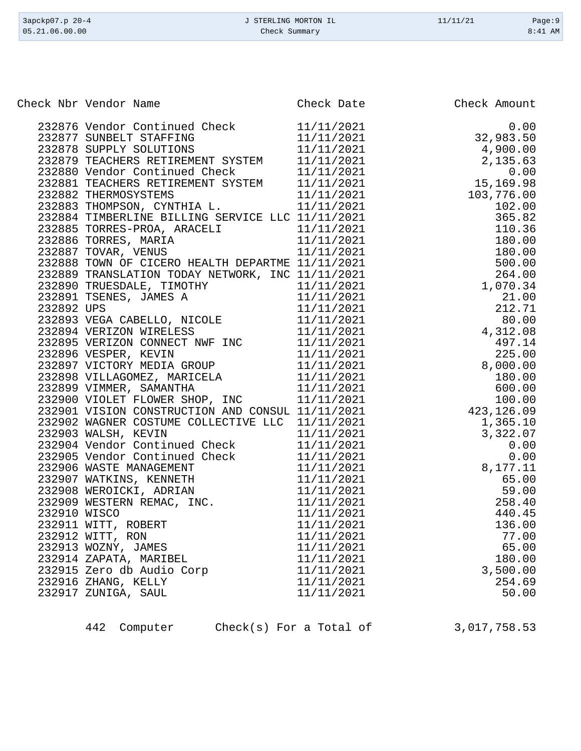| Check Nbr | Vendor Name | Check Date | Check Amount |
|---|---|---|---|
| 232876 | Vendor Continued Check | 11/11/2021 | 0.00 |
| 232877 | SUNBELT STAFFING | 11/11/2021 | 32,983.50 |
| 232878 | SUPPLY SOLUTIONS | 11/11/2021 | 4,900.00 |
| 232879 | TEACHERS RETIREMENT SYSTEM | 11/11/2021 | 2,135.63 |
| 232880 | Vendor Continued Check | 11/11/2021 | 0.00 |
| 232881 | TEACHERS RETIREMENT SYSTEM | 11/11/2021 | 15,169.98 |
| 232882 | THERMOSYSTEMS | 11/11/2021 | 103,776.00 |
| 232883 | THOMPSON, CYNTHIA L. | 11/11/2021 | 102.00 |
| 232884 | TIMBERLINE BILLING SERVICE LLC | 11/11/2021 | 365.82 |
| 232885 | TORRES-PROA, ARACELI | 11/11/2021 | 110.36 |
| 232886 | TORRES, MARIA | 11/11/2021 | 180.00 |
| 232887 | TOVAR, VENUS | 11/11/2021 | 180.00 |
| 232888 | TOWN OF CICERO HEALTH DEPARTME | 11/11/2021 | 500.00 |
| 232889 | TRANSLATION TODAY NETWORK, INC | 11/11/2021 | 264.00 |
| 232890 | TRUESDALE, TIMOTHY | 11/11/2021 | 1,070.34 |
| 232891 | TSENES, JAMES A | 11/11/2021 | 21.00 |
| 232892 | UPS | 11/11/2021 | 212.71 |
| 232893 | VEGA CABELLO, NICOLE | 11/11/2021 | 80.00 |
| 232894 | VERIZON WIRELESS | 11/11/2021 | 4,312.08 |
| 232895 | VERIZON CONNECT NWF INC | 11/11/2021 | 497.14 |
| 232896 | VESPER, KEVIN | 11/11/2021 | 225.00 |
| 232897 | VICTORY MEDIA GROUP | 11/11/2021 | 8,000.00 |
| 232898 | VILLAGOMEZ, MARICELA | 11/11/2021 | 180.00 |
| 232899 | VIMMER, SAMANTHA | 11/11/2021 | 600.00 |
| 232900 | VIOLET FLOWER SHOP, INC | 11/11/2021 | 100.00 |
| 232901 | VISION CONSTRUCTION AND CONSUL | 11/11/2021 | 423,126.09 |
| 232902 | WAGNER COSTUME COLLECTIVE LLC | 11/11/2021 | 1,365.10 |
| 232903 | WALSH, KEVIN | 11/11/2021 | 3,322.07 |
| 232904 | Vendor Continued Check | 11/11/2021 | 0.00 |
| 232905 | Vendor Continued Check | 11/11/2021 | 0.00 |
| 232906 | WASTE MANAGEMENT | 11/11/2021 | 8,177.11 |
| 232907 | WATKINS, KENNETH | 11/11/2021 | 65.00 |
| 232908 | WEROICKI, ADRIAN | 11/11/2021 | 59.00 |
| 232909 | WESTERN REMAC, INC. | 11/11/2021 | 258.40 |
| 232910 | WISCO | 11/11/2021 | 440.45 |
| 232911 | WITT, ROBERT | 11/11/2021 | 136.00 |
| 232912 | WITT, RON | 11/11/2021 | 77.00 |
| 232913 | WOZNY, JAMES | 11/11/2021 | 65.00 |
| 232914 | ZAPATA, MARIBEL | 11/11/2021 | 180.00 |
| 232915 | Zero db Audio Corp | 11/11/2021 | 3,500.00 |
| 232916 | ZHANG, KELLY | 11/11/2021 | 254.69 |
| 232917 | ZUNIGA, SAUL | 11/11/2021 | 50.00 |

442 Computer Check(s) For a Total of 3,017,758.53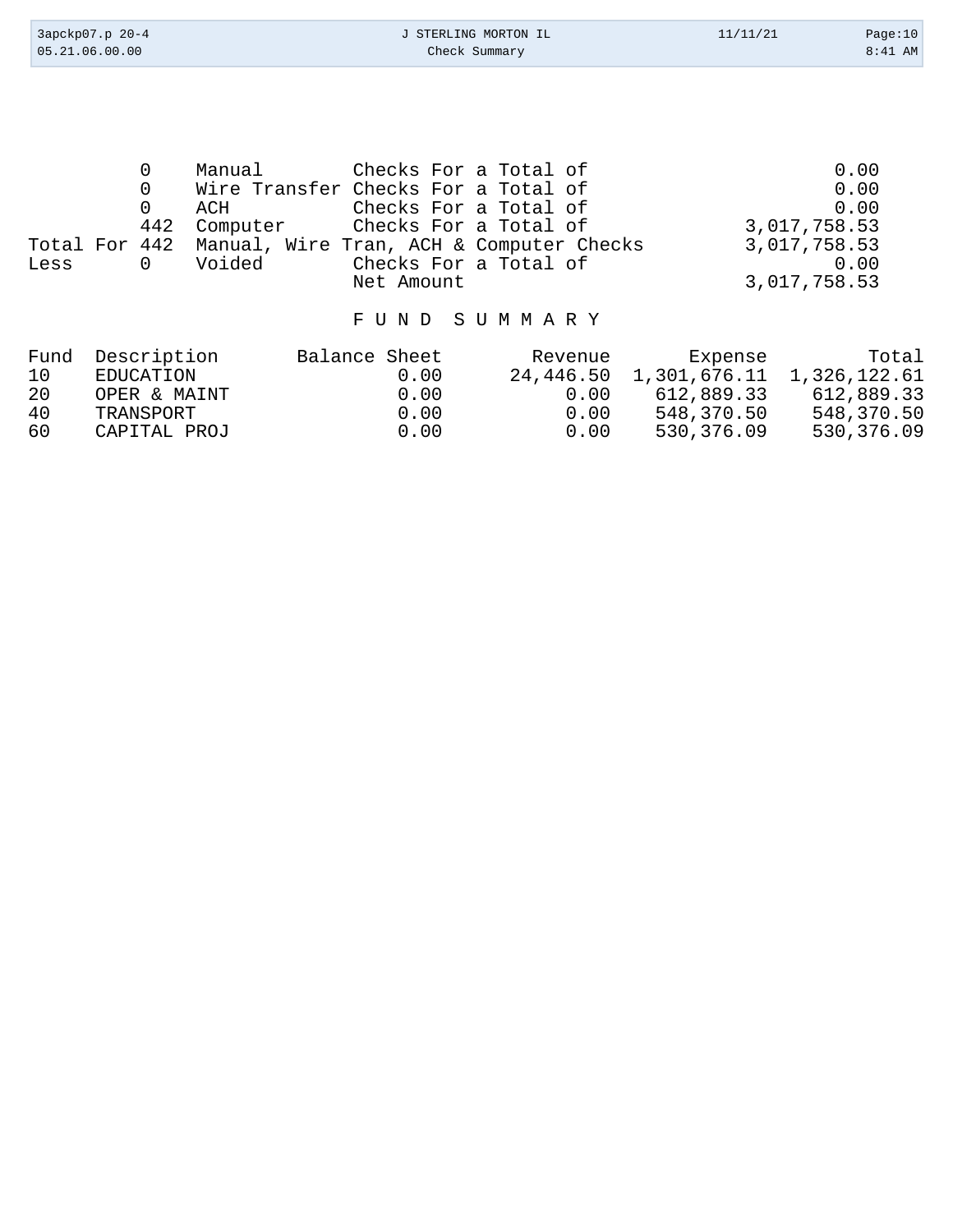| | | | |
|---|---|---|---|
| 0 | Manual | Checks For a Total of | 0.00 |
| 0 | Wire Transfer | Checks For a Total of | 0.00 |
| 0 | ACH | Checks For a Total of | 0.00 |
| 442 | Computer | Checks For a Total of | 3,017,758.53 |
| Total For 442 | Manual, Wire Tran, ACH & Computer Checks | | 3,017,758.53 |
| Less 0 | Voided | Checks For a Total of | 0.00 |
| | | Net Amount | 3,017,758.53 |

## F U N D S U M M A R Y

| Fund | Description | Balance Sheet | Revenue | Expense | Total |
|---|---|---|---|---|---|
| 10 | EDUCATION | 0.00 | 24,446.50 | 1,301,676.11 | 1,326,122.61 |
| 20 | OPER & MAINT | 0.00 | 0.00 | 612,889.33 | 612,889.33 |
| 40 | TRANSPORT | 0.00 | 0.00 | 548,370.50 | 548,370.50 |
| 60 | CAPITAL PROJ | 0.00 | 0.00 | 530,376.09 | 530,376.09 |